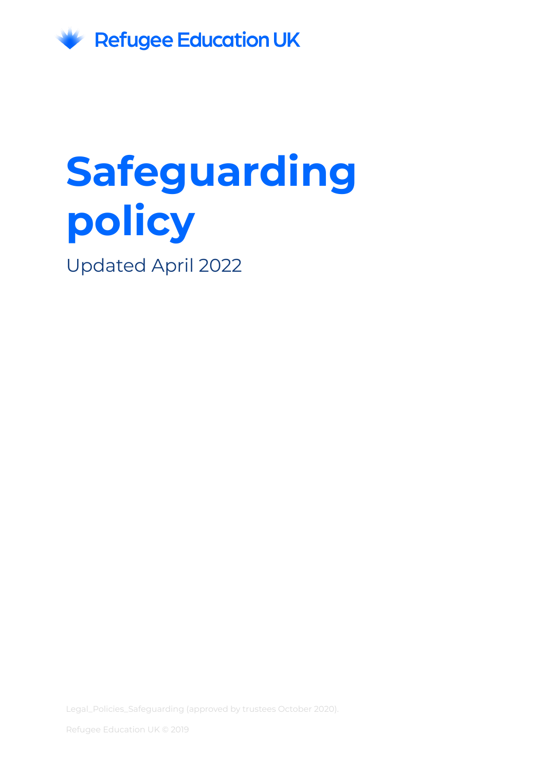Refugee Education UK

# Safeguarding policy

Updated April 2022

Legal_Policies_Safeguarding (approved by trustees October 2020).

Refugee Education UK © 2019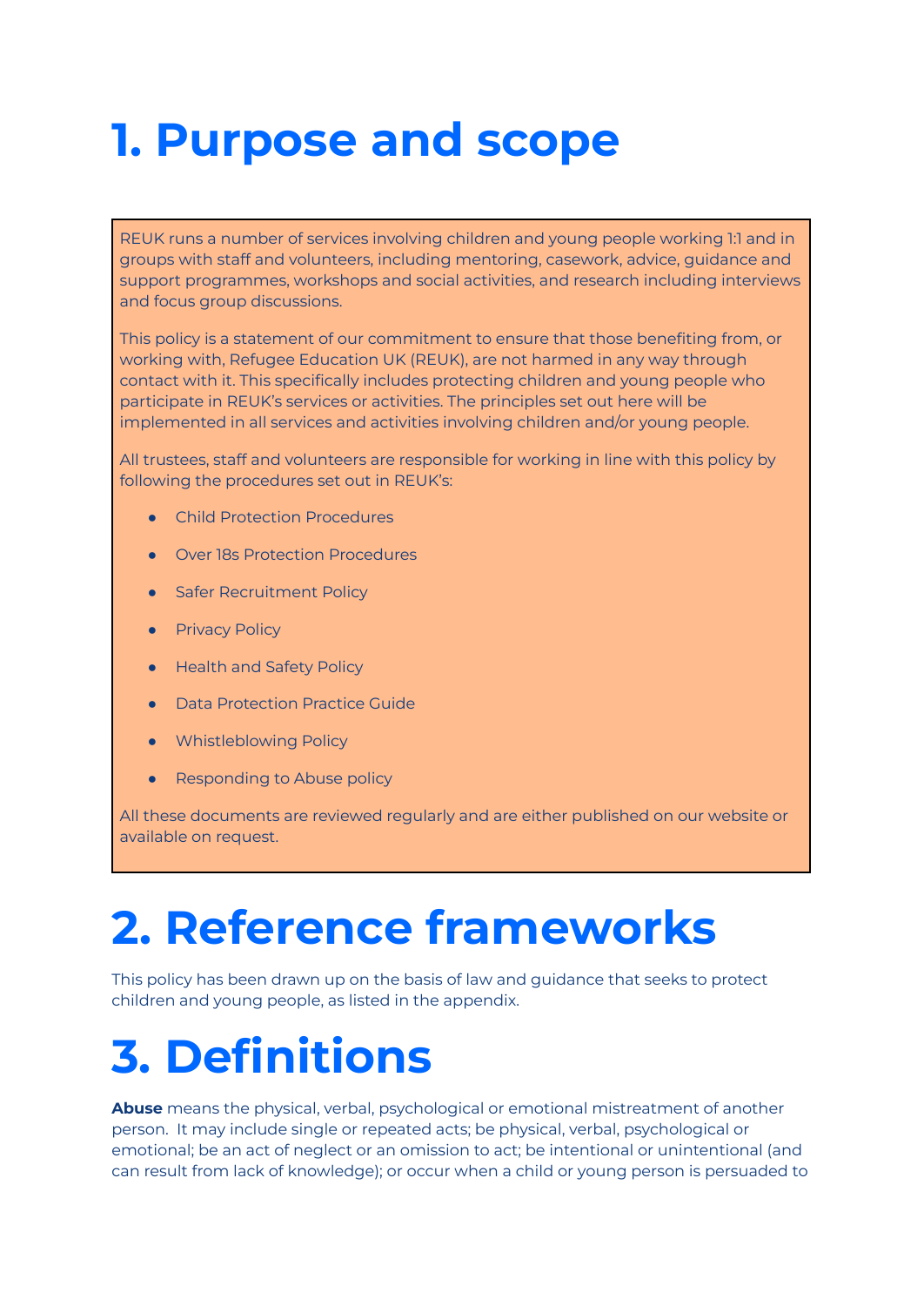# 1. Purpose and scope

REUK runs a number of services involving children and young people working 1:1 and in groups with staff and volunteers, including mentoring, casework, advice, guidance and support programmes, workshops and social activities, and research including interviews and focus group discussions.

This policy is a statement of our commitment to ensure that those benefiting from, or working with, Refugee Education UK (REUK), are not harmed in any way through contact with it. This specifically includes protecting children and young people who participate in REUK's services or activities. The principles set out here will be implemented in all services and activities involving children and/or young people.

All trustees, staff and volunteers are responsible for working in line with this policy by following the procedures set out in REUK's:

- Child Protection Procedures
- Over 18s Protection Procedures
- Safer Recruitment Policy
- Privacy Policy
- Health and Safety Policy
- Data Protection Practice Guide
- Whistleblowing Policy
- Responding to Abuse policy

All these documents are reviewed regularly and are either published on our website or available on request.

# 2. Reference frameworks

This policy has been drawn up on the basis of law and guidance that seeks to protect children and young people, as listed in the appendix.

# 3. Definitions

**Abuse** means the physical, verbal, psychological or emotional mistreatment of another person. It may include single or repeated acts; be physical, verbal, psychological or emotional; be an act of neglect or an omission to act; be intentional or unintentional (and can result from lack of knowledge); or occur when a child or young person is persuaded to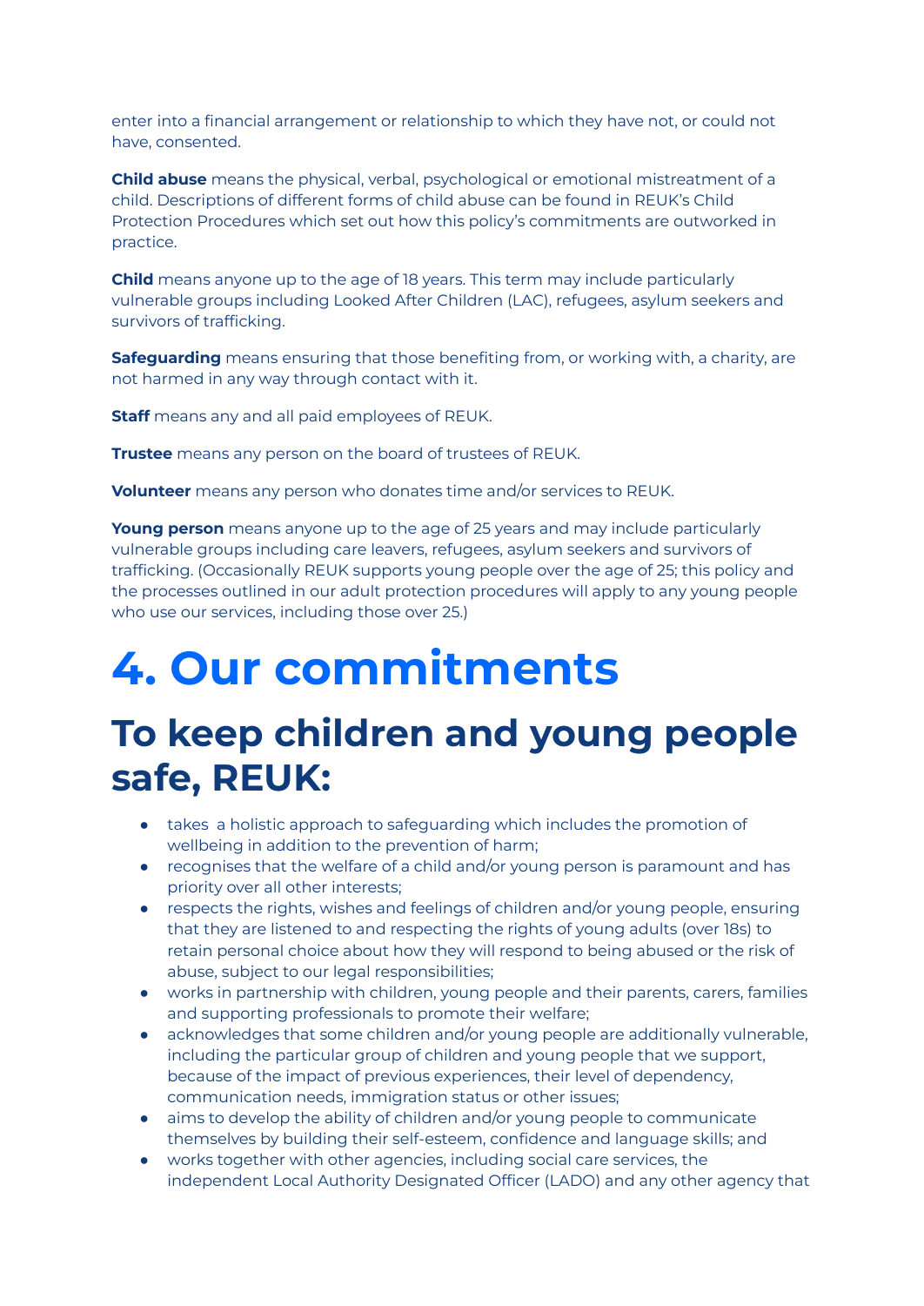enter into a financial arrangement or relationship to which they have not, or could not have, consented.

**Child abuse** means the physical, verbal, psychological or emotional mistreatment of a child. Descriptions of different forms of child abuse can be found in REUK's Child Protection Procedures which set out how this policy's commitments are outworked in practice.

**Child** means anyone up to the age of 18 years. This term may include particularly vulnerable groups including Looked After Children (LAC), refugees, asylum seekers and survivors of trafficking.

**Safeguarding** means ensuring that those benefiting from, or working with, a charity, are not harmed in any way through contact with it.

**Staff** means any and all paid employees of REUK.

**Trustee** means any person on the board of trustees of REUK.

**Volunteer** means any person who donates time and/or services to REUK.

**Young person** means anyone up to the age of 25 years and may include particularly vulnerable groups including care leavers, refugees, asylum seekers and survivors of trafficking. (Occasionally REUK supports young people over the age of 25; this policy and the processes outlined in our adult protection procedures will apply to any young people who use our services, including those over 25.)

# 4. Our commitments

## To keep children and young people safe, REUK:

- takes a holistic approach to safeguarding which includes the promotion of wellbeing in addition to the prevention of harm;
- recognises that the welfare of a child and/or young person is paramount and has priority over all other interests;
- respects the rights, wishes and feelings of children and/or young people, ensuring that they are listened to and respecting the rights of young adults (over 18s) to retain personal choice about how they will respond to being abused or the risk of abuse, subject to our legal responsibilities;
- works in partnership with children, young people and their parents, carers, families and supporting professionals to promote their welfare;
- acknowledges that some children and/or young people are additionally vulnerable, including the particular group of children and young people that we support, because of the impact of previous experiences, their level of dependency, communication needs, immigration status or other issues;
- aims to develop the ability of children and/or young people to communicate themselves by building their self-esteem, confidence and language skills; and
- works together with other agencies, including social care services, the independent Local Authority Designated Officer (LADO) and any other agency that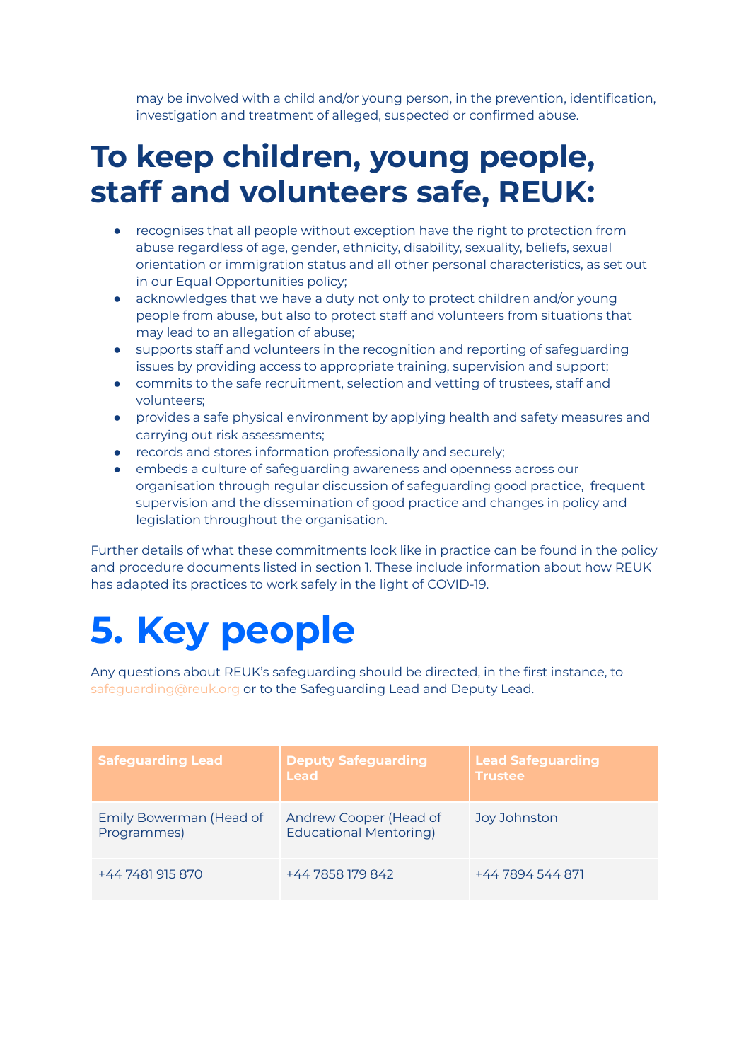may be involved with a child and/or young person, in the prevention, identification, investigation and treatment of alleged, suspected or confirmed abuse.

# To keep children, young people, staff and volunteers safe, REUK:

- recognises that all people without exception have the right to protection from abuse regardless of age, gender, ethnicity, disability, sexuality, beliefs, sexual orientation or immigration status and all other personal characteristics, as set out in our Equal Opportunities policy;
- acknowledges that we have a duty not only to protect children and/or young people from abuse, but also to protect staff and volunteers from situations that may lead to an allegation of abuse;
- supports staff and volunteers in the recognition and reporting of safeguarding issues by providing access to appropriate training, supervision and support;
- commits to the safe recruitment, selection and vetting of trustees, staff and volunteers;
- provides a safe physical environment by applying health and safety measures and carrying out risk assessments;
- records and stores information professionally and securely;
- embeds a culture of safeguarding awareness and openness across our organisation through regular discussion of safeguarding good practice, frequent supervision and the dissemination of good practice and changes in policy and legislation throughout the organisation.

Further details of what these commitments look like in practice can be found in the policy and procedure documents listed in section 1. These include information about how REUK has adapted its practices to work safely in the light of COVID-19.

# 5. Key people

Any questions about REUK's safeguarding should be directed, in the first instance, to safeguarding@reuk.org or to the Safeguarding Lead and Deputy Lead.

| Safeguarding Lead | Deputy Safeguarding Lead | Lead Safeguarding Trustee |
|---|---|---|
| Emily Bowerman (Head of Programmes) | Andrew Cooper (Head of Educational Mentoring) | Joy Johnston |
| +44 7481 915 870 | +44 7858 179 842 | +44 7894 544 871 |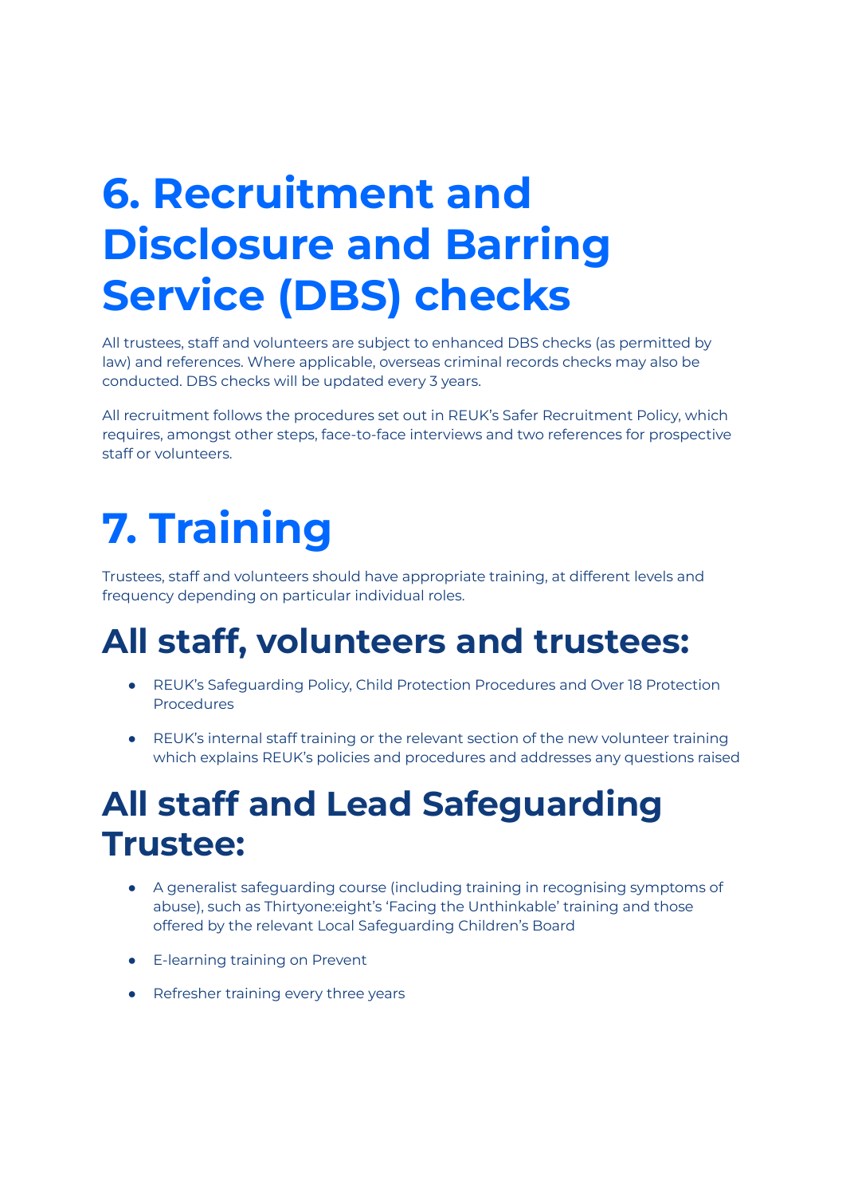# 6. Recruitment and Disclosure and Barring Service (DBS) checks

All trustees, staff and volunteers are subject to enhanced DBS checks (as permitted by law) and references. Where applicable, overseas criminal records checks may also be conducted. DBS checks will be updated every 3 years.

All recruitment follows the procedures set out in REUK's Safer Recruitment Policy, which requires, amongst other steps, face-to-face interviews and two references for prospective staff or volunteers.

# 7. Training

Trustees, staff and volunteers should have appropriate training, at different levels and frequency depending on particular individual roles.

## All staff, volunteers and trustees:

- REUK's Safeguarding Policy, Child Protection Procedures and Over 18 Protection Procedures
- REUK's internal staff training or the relevant section of the new volunteer training which explains REUK's policies and procedures and addresses any questions raised

## All staff and Lead Safeguarding Trustee:

- A generalist safeguarding course (including training in recognising symptoms of abuse), such as Thirtyone:eight's 'Facing the Unthinkable' training and those offered by the relevant Local Safeguarding Children's Board
- E-learning training on Prevent
- Refresher training every three years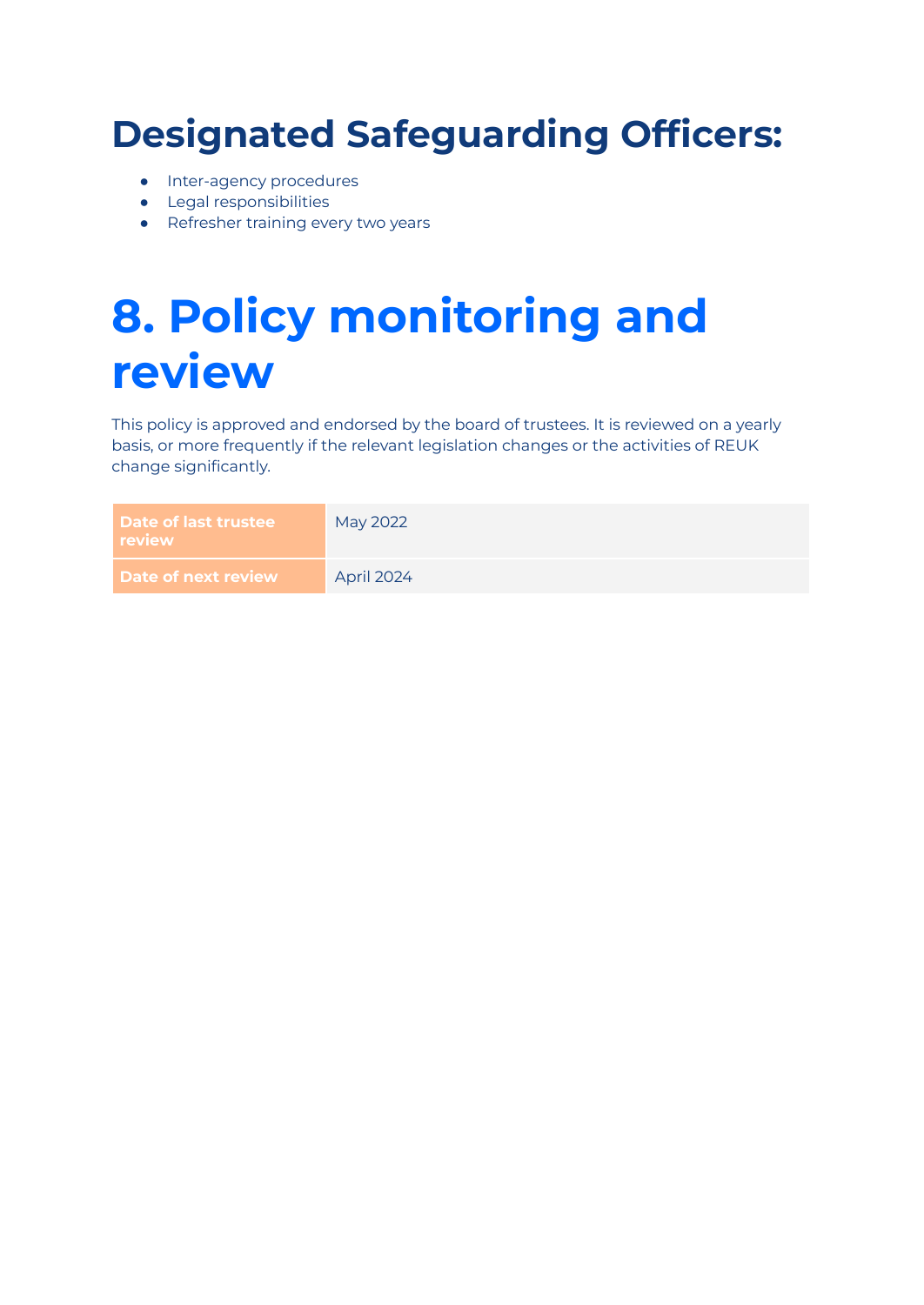## Designated Safeguarding Officers:

- Inter-agency procedures
- Legal responsibilities
- Refresher training every two years

# 8. Policy monitoring and review

This policy is approved and endorsed by the board of trustees. It is reviewed on a yearly basis, or more frequently if the relevant legislation changes or the activities of REUK change significantly.

| Date of last trustee review | May 2022 |
| --- | --- |
| Date of next review | April 2024 |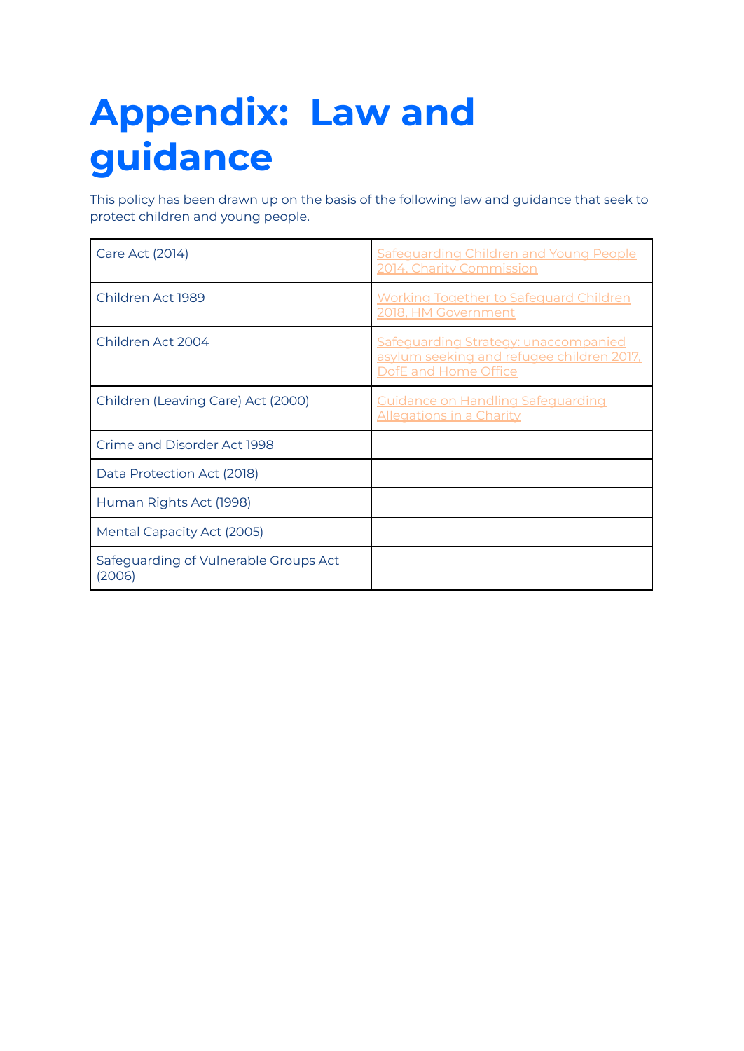# Appendix: Law and guidance

This policy has been drawn up on the basis of the following law and guidance that seek to protect children and young people.

| | |
|---|---|
| Care Act (2014) | Safeguarding Children and Young People 2014, Charity Commission |
| Children Act 1989 | Working Together to Safeguard Children 2018, HM Government |
| Children Act 2004 | Safeguarding Strategy: unaccompanied asylum seeking and refugee children 2017, DofE and Home Office |
| Children (Leaving Care) Act (2000) | Guidance on Handling Safeguarding Allegations in a Charity |
| Crime and Disorder Act 1998 | |
| Data Protection Act (2018) | |
| Human Rights Act (1998) | |
| Mental Capacity Act (2005) | |
| Safeguarding of Vulnerable Groups Act (2006) | |